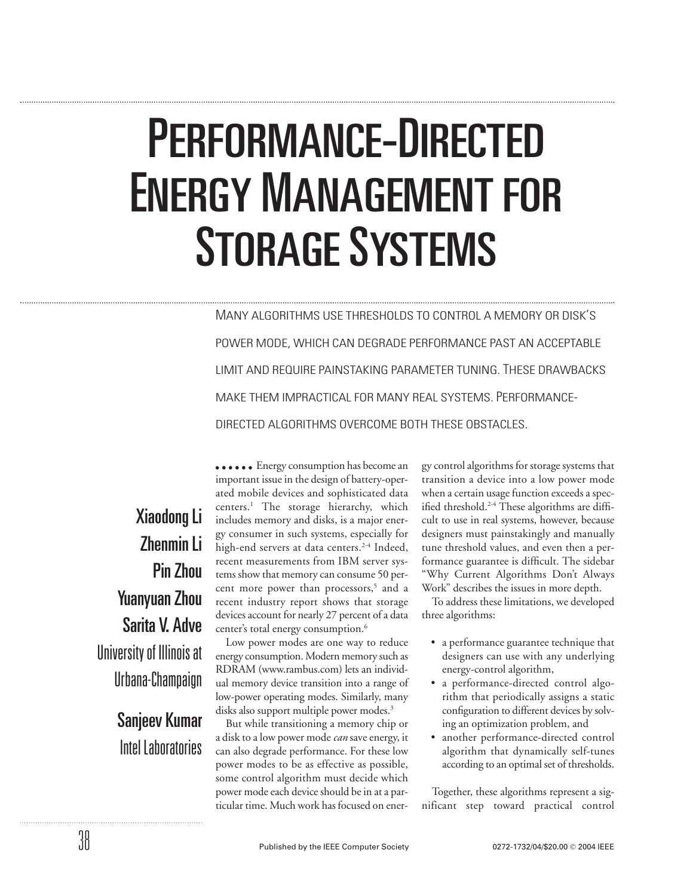# Performance-Directed Energy Management for Storage Systems

Many algorithms use thresholds to control a memory or disk's power mode, which can degrade performance past an acceptable limit and require painstaking parameter tuning. These drawbacks make them impractical for many real systems. Performance-directed algorithms overcome both these obstacles.

**Xiaodong Li**
**Zhenmin Li**
**Pin Zhou**
**Yuanyuan Zhou**
**Sarita V. Adve**
University of Illinois at Urbana-Champaign

**Sanjeev Kumar**
Intel Laboratories

Energy consumption has become an important issue in the design of battery-operated mobile devices and sophisticated data centers.[1] The storage hierarchy, which includes memory and disks, is a major energy consumer in such systems, especially for high-end servers at data centers.[2-4] Indeed, recent measurements from IBM server systems show that memory can consume 50 percent more power than processors,[5] and a recent industry report shows that storage devices account for nearly 27 percent of a data center's total energy consumption.[6]

Low power modes are one way to reduce energy consumption. Modern memory such as RDRAM (www.rambus.com) lets an individual memory device transition into a range of low-power operating modes. Similarly, many disks also support multiple power modes.[3]

But while transitioning a memory chip or a disk to a low power mode *can* save energy, it can also degrade performance. For these low power modes to be as effective as possible, some control algorithm must decide which power mode each device should be in at a particular time. Much work has focused on energy control algorithms for storage systems that transition a device into a low power mode when a certain usage function exceeds a specified threshold.[2-4] These algorithms are difficult to use in real systems, however, because designers must painstakingly and manually tune threshold values, and even then a performance guarantee is difficult. The sidebar "Why Current Algorithms Don't Always Work" describes the issues in more depth.

To address these limitations, we developed three algorithms:

- a performance guarantee technique that designers can use with any underlying energy-control algorithm,
- a performance-directed control algorithm that periodically assigns a static configuration to different devices by solving an optimization problem, and
- another performance-directed control algorithm that dynamically self-tunes according to an optimal set of thresholds.

Together, these algorithms represent a significant step toward practical control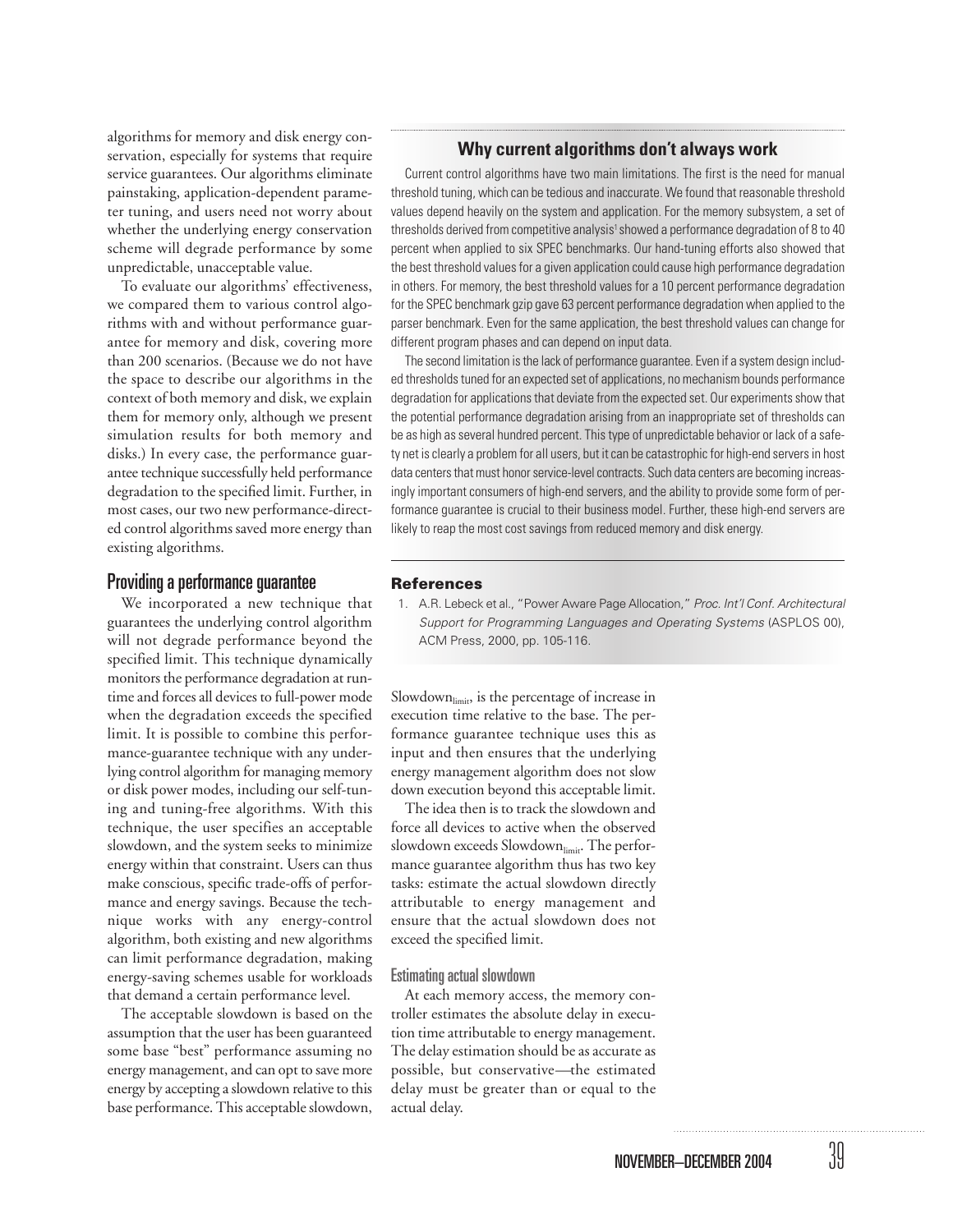algorithms for memory and disk energy conservation, especially for systems that require service guarantees. Our algorithms eliminate painstaking, application-dependent parameter tuning, and users need not worry about whether the underlying energy conservation scheme will degrade performance by some unpredictable, unacceptable value.

To evaluate our algorithms' effectiveness, we compared them to various control algorithms with and without performance guarantee for memory and disk, covering more than 200 scenarios. (Because we do not have the space to describe our algorithms in the context of both memory and disk, we explain them for memory only, although we present simulation results for both memory and disks.) In every case, the performance guarantee technique successfully held performance degradation to the specified limit. Further, in most cases, our two new performance-directed control algorithms saved more energy than existing algorithms.

### Why current algorithms don't always work

Current control algorithms have two main limitations. The first is the need for manual threshold tuning, which can be tedious and inaccurate. We found that reasonable threshold values depend heavily on the system and application. For the memory subsystem, a set of thresholds derived from competitive analysis[1] showed a performance degradation of 8 to 40 percent when applied to six SPEC benchmarks. Our hand-tuning efforts also showed that the best threshold values for a given application could cause high performance degradation in others. For memory, the best threshold values for a 10 percent performance degradation for the SPEC benchmark gzip gave 63 percent performance degradation when applied to the parser benchmark. Even for the same application, the best threshold values can change for different program phases and can depend on input data.

The second limitation is the lack of performance guarantee. Even if a system design included thresholds tuned for an expected set of applications, no mechanism bounds performance degradation for applications that deviate from the expected set. Our experiments show that the potential performance degradation arising from an inappropriate set of thresholds can be as high as several hundred percent. This type of unpredictable behavior or lack of a safety net is clearly a problem for all users, but it can be catastrophic for high-end servers in host data centers that must honor service-level contracts. Such data centers are becoming increasingly important consumers of high-end servers, and the ability to provide some form of performance guarantee is crucial to their business model. Further, these high-end servers are likely to reap the most cost savings from reduced memory and disk energy.

#### References

1. A.R. Lebeck et al., "Power Aware Page Allocation," *Proc. Int'l Conf. Architectural Support for Programming Languages and Operating Systems* (ASPLOS 00), ACM Press, 2000, pp. 105-116.

## Providing a performance guarantee

We incorporated a new technique that guarantees the underlying control algorithm will not degrade performance beyond the specified limit. This technique dynamically monitors the performance degradation at runtime and forces all devices to full-power mode when the degradation exceeds the specified limit. It is possible to combine this performance-guarantee technique with any underlying control algorithm for managing memory or disk power modes, including our self-tuning and tuning-free algorithms. With this technique, the user specifies an acceptable slowdown, and the system seeks to minimize energy within that constraint. Users can thus make conscious, specific trade-offs of performance and energy savings. Because the technique works with any energy-control algorithm, both existing and new algorithms can limit performance degradation, making energy-saving schemes usable for workloads that demand a certain performance level.

The acceptable slowdown is based on the assumption that the user has been guaranteed some base "best" performance assuming no energy management, and can opt to save more energy by accepting a slowdown relative to this base performance. This acceptable slowdown, $Slowdown_{limit}$, is the percentage of increase in execution time relative to the base. The performance guarantee technique uses this as input and then ensures that the underlying energy management algorithm does not slow down execution beyond this acceptable limit.

The idea then is to track the slowdown and force all devices to active when the observed slowdown exceeds $Slowdown_{limit}$. The performance guarantee algorithm thus has two key tasks: estimate the actual slowdown directly attributable to energy management and ensure that the actual slowdown does not exceed the specified limit.

### Estimating actual slowdown

At each memory access, the memory controller estimates the absolute delay in execution time attributable to energy management. The delay estimation should be as accurate as possible, but conservative—the estimated delay must be greater than or equal to the actual delay.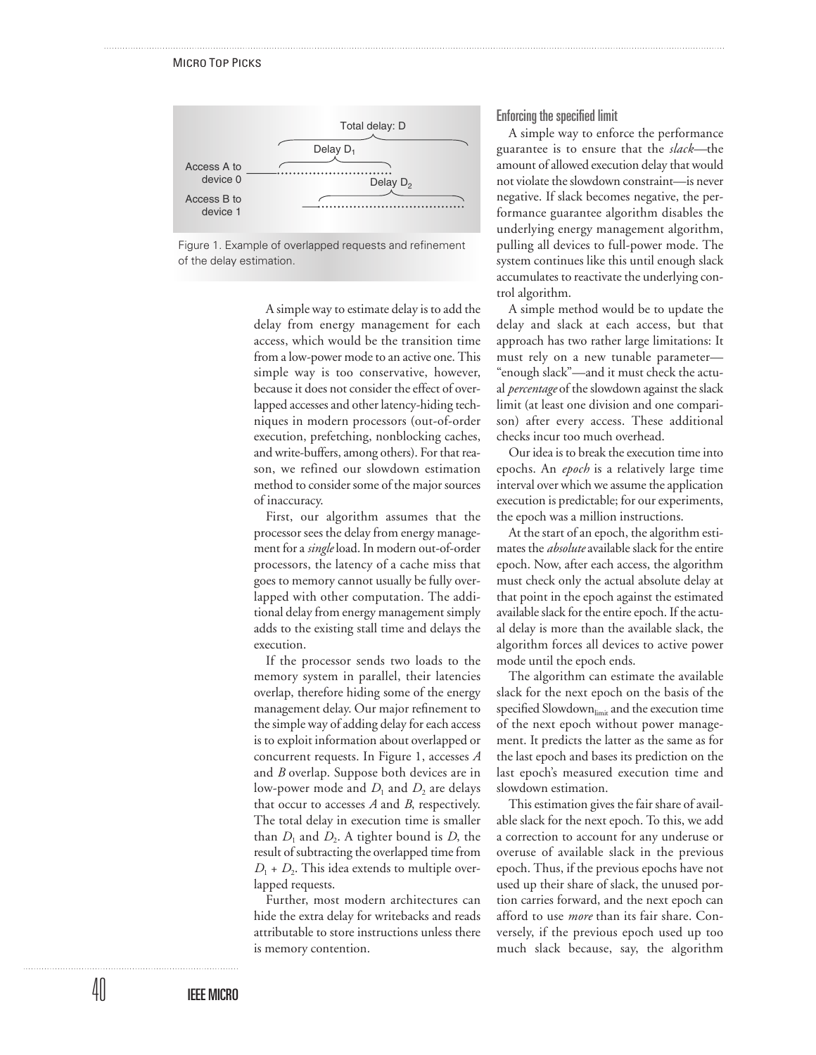Total delay: D

Delay $D_1$

Access A to device 0

Delay $D_2$

Access B to device 1

Figure 1. Example of overlapped requests and refinement of the delay estimation.

A simple way to estimate delay is to add the delay from energy management for each access, which would be the transition time from a low-power mode to an active one. This simple way is too conservative, however, because it does not consider the effect of overlapped accesses and other latency-hiding techniques in modern processors (out-of-order execution, prefetching, nonblocking caches, and write-buffers, among others). For that reason, we refined our slowdown estimation method to consider some of the major sources of inaccuracy.

First, our algorithm assumes that the processor sees the delay from energy management for a *single* load. In modern out-of-order processors, the latency of a cache miss that goes to memory cannot usually be fully overlapped with other computation. The additional delay from energy management simply adds to the existing stall time and delays the execution.

If the processor sends two loads to the memory system in parallel, their latencies overlap, therefore hiding some of the energy management delay. Our major refinement to the simple way of adding delay for each access is to exploit information about overlapped or concurrent requests. In Figure 1, accesses *A* and *B* overlap. Suppose both devices are in low-power mode and $D_1$ and $D_2$ are delays that occur to accesses *A* and *B*, respectively. The total delay in execution time is smaller than $D_1$ and $D_2$. A tighter bound is *D*, the result of subtracting the overlapped time from $D_1 + D_2$. This idea extends to multiple overlapped requests.

Further, most modern architectures can hide the extra delay for writebacks and reads attributable to store instructions unless there is memory contention.

### Enforcing the specified limit

A simple way to enforce the performance guarantee is to ensure that the *slack*—the amount of allowed execution delay that would not violate the slowdown constraint—is never negative. If slack becomes negative, the performance guarantee algorithm disables the underlying energy management algorithm, pulling all devices to full-power mode. The system continues like this until enough slack accumulates to reactivate the underlying control algorithm.

A simple method would be to update the delay and slack at each access, but that approach has two rather large limitations: It must rely on a new tunable parameter—"enough slack"—and it must check the actual *percentage* of the slowdown against the slack limit (at least one division and one comparison) after every access. These additional checks incur too much overhead.

Our idea is to break the execution time into epochs. An *epoch* is a relatively large time interval over which we assume the application execution is predictable; for our experiments, the epoch was a million instructions.

At the start of an epoch, the algorithm estimates the *absolute* available slack for the entire epoch. Now, after each access, the algorithm must check only the actual absolute delay at that point in the epoch against the estimated available slack for the entire epoch. If the actual delay is more than the available slack, the algorithm forces all devices to active power mode until the epoch ends.

The algorithm can estimate the available slack for the next epoch on the basis of the specified $\text{Slowdown}_{\text{limit}}$ and the execution time of the next epoch without power management. It predicts the latter as the same as for the last epoch and bases its prediction on the last epoch's measured execution time and slowdown estimation.

This estimation gives the fair share of available slack for the next epoch. To this, we add a correction to account for any underuse or overuse of available slack in the previous epoch. Thus, if the previous epochs have not used up their share of slack, the unused portion carries forward, and the next epoch can afford to use *more* than its fair share. Conversely, if the previous epoch used up too much slack because, say, the algorithm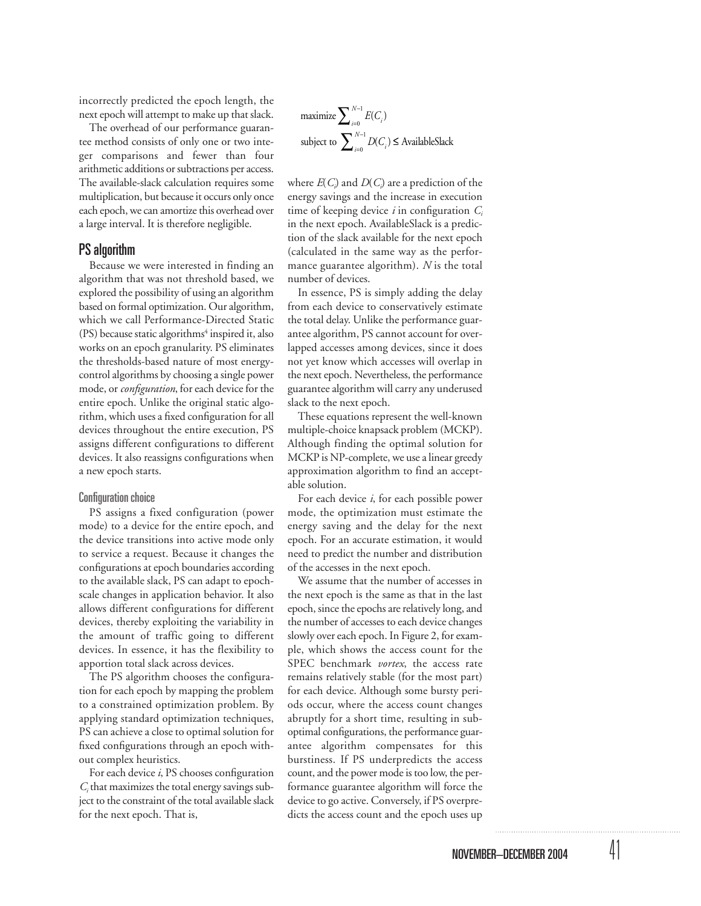incorrectly predicted the epoch length, the next epoch will attempt to make up that slack.

The overhead of our performance guarantee method consists of only one or two integer comparisons and fewer than four arithmetic additions or subtractions per access. The available-slack calculation requires some multiplication, but because it occurs only once each epoch, we can amortize this overhead over a large interval. It is therefore negligible.

## PS algorithm

Because we were interested in finding an algorithm that was not threshold based, we explored the possibility of using an algorithm based on formal optimization. Our algorithm, which we call Performance-Directed Static (PS) because static algorithms[4] inspired it, also works on an epoch granularity. PS eliminates the thresholds-based nature of most energy-control algorithms by choosing a single power mode, or *configuration*, for each device for the entire epoch. Unlike the original static algorithm, which uses a fixed configuration for all devices throughout the entire execution, PS assigns different configurations to different devices. It also reassigns configurations when a new epoch starts.

### Configuration choice

PS assigns a fixed configuration (power mode) to a device for the entire epoch, and the device transitions into active mode only to service a request. Because it changes the configurations at epoch boundaries according to the available slack, PS can adapt to epoch-scale changes in application behavior. It also allows different configurations for different devices, thereby exploiting the variability in the amount of traffic going to different devices. In essence, it has the flexibility to apportion total slack across devices.

The PS algorithm chooses the configuration for each epoch by mapping the problem to a constrained optimization problem. By applying standard optimization techniques, PS can achieve a close to optimal solution for fixed configurations through an epoch without complex heuristics.

For each device $i$, PS chooses configuration $C_i$ that maximizes the total energy savings subject to the constraint of the total available slack for the next epoch. That is,

$$\text{maximize} \sum_{i=0}^{N-1} E(C_i)$$

$$\text{subject to} \sum_{i=0}^{N-1} D(C_i) \leq \text{AvailableSlack}$$

where $E(C_i)$ and $D(C_i)$ are a prediction of the energy savings and the increase in execution time of keeping device $i$ in configuration $C_i$ in the next epoch. AvailableSlack is a prediction of the slack available for the next epoch (calculated in the same way as the performance guarantee algorithm). $N$ is the total number of devices.

In essence, PS is simply adding the delay from each device to conservatively estimate the total delay. Unlike the performance guarantee algorithm, PS cannot account for overlapped accesses among devices, since it does not yet know which accesses will overlap in the next epoch. Nevertheless, the performance guarantee algorithm will carry any underused slack to the next epoch.

These equations represent the well-known multiple-choice knapsack problem (MCKP). Although finding the optimal solution for MCKP is NP-complete, we use a linear greedy approximation algorithm to find an acceptable solution.

For each device $i$, for each possible power mode, the optimization must estimate the energy saving and the delay for the next epoch. For an accurate estimation, it would need to predict the number and distribution of the accesses in the next epoch.

We assume that the number of accesses in the next epoch is the same as that in the last epoch, since the epochs are relatively long, and the number of accesses to each device changes slowly over each epoch. In Figure 2, for example, which shows the access count for the SPEC benchmark *vortex*, the access rate remains relatively stable (for the most part) for each device. Although some bursty periods occur, where the access count changes abruptly for a short time, resulting in suboptimal configurations, the performance guarantee algorithm compensates for this burstiness. If PS underpredicts the access count, and the power mode is too low, the performance guarantee algorithm will force the device to go active. Conversely, if PS overpredicts the access count and the epoch uses up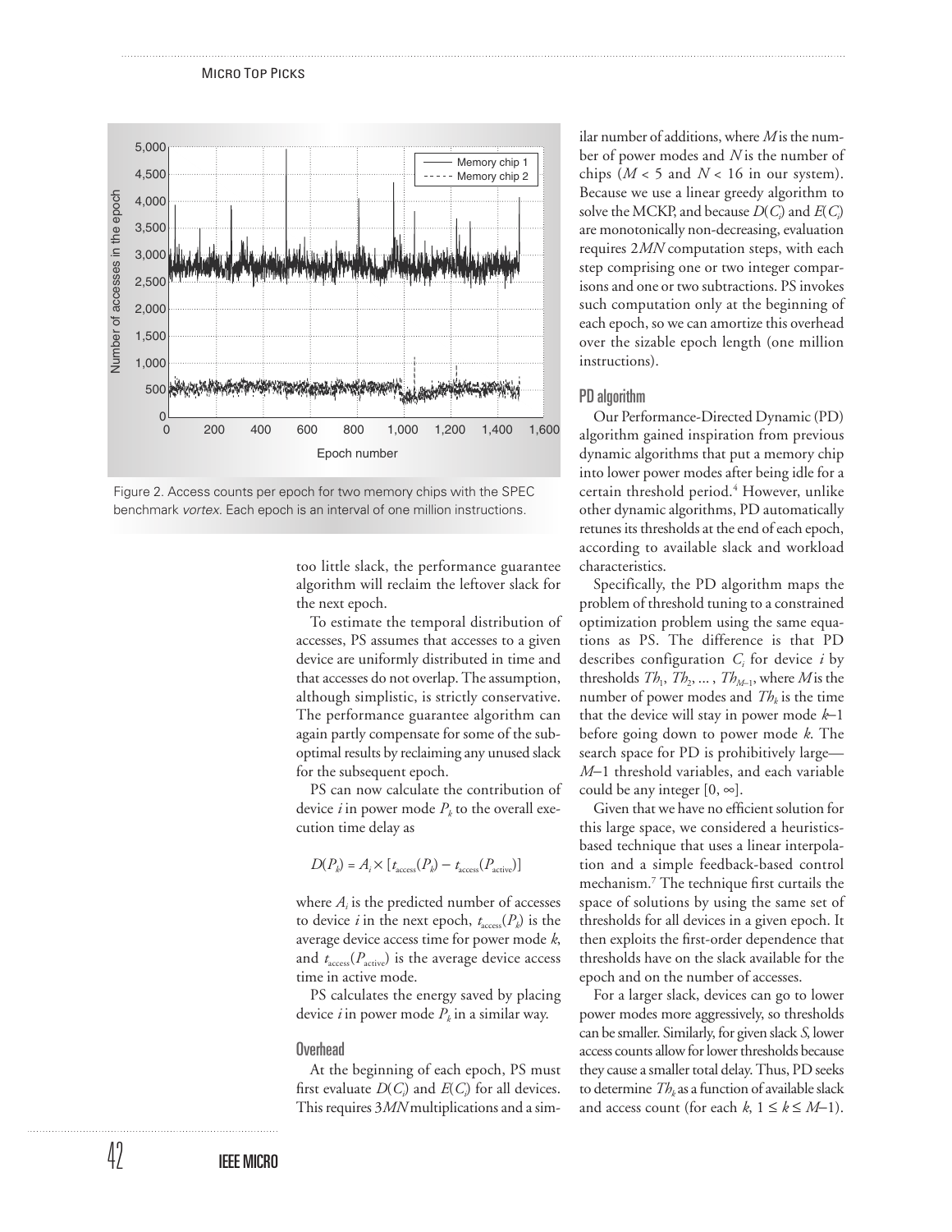Figure 2. Access counts per epoch for two memory chips with the SPEC benchmark *vortex*. Each epoch is an interval of one million instructions.

too little slack, the performance guarantee algorithm will reclaim the leftover slack for the next epoch.

To estimate the temporal distribution of accesses, PS assumes that accesses to a given device are uniformly distributed in time and that accesses do not overlap. The assumption, although simplistic, is strictly conservative. The performance guarantee algorithm can again partly compensate for some of the suboptimal results by reclaiming any unused slack for the subsequent epoch.

PS can now calculate the contribution of device $i$ in power mode $P_k$ to the overall execution time delay as

$$D(P_k) = A_i \times [t_{\text{access}}(P_k) - t_{\text{access}}(P_{\text{active}})]$$

where $A_i$ is the predicted number of accesses to device $i$ in the next epoch, $t_{\text{access}}(P_k)$ is the average device access time for power mode $k$, and $t_{\text{access}}(P_{\text{active}})$ is the average device access time in active mode.

PS calculates the energy saved by placing device $i$ in power mode $P_k$ in a similar way.

### Overhead

At the beginning of each epoch, PS must first evaluate $D(C_i)$ and $E(C_i)$ for all devices. This requires $3MN$ multiplications and a similar number of additions, where $M$ is the number of power modes and $N$ is the number of chips ($M < 5$ and $N < 16$ in our system). Because we use a linear greedy algorithm to solve the MCKP, and because $D(C_i)$ and $E(C_i)$ are monotonically non-decreasing, evaluation requires $2MN$ computation steps, with each step comprising one or two integer comparisons and one or two subtractions. PS invokes such computation only at the beginning of each epoch, so we can amortize this overhead over the sizable epoch length (one million instructions).

### PD algorithm

Our Performance-Directed Dynamic (PD) algorithm gained inspiration from previous dynamic algorithms that put a memory chip into lower power modes after being idle for a certain threshold period.[4] However, unlike other dynamic algorithms, PD automatically retunes its thresholds at the end of each epoch, according to available slack and workload characteristics.

Specifically, the PD algorithm maps the problem of threshold tuning to a constrained optimization problem using the same equations as PS. The difference is that PD describes configuration $C_i$ for device $i$ by thresholds $Th_1, Th_2, \ldots, Th_{M-1}$, where $M$ is the number of power modes and $Th_k$ is the time that the device will stay in power mode $k$–1 before going down to power mode $k$. The search space for PD is prohibitively large—$M$–1 threshold variables, and each variable could be any integer $[0, \infty]$.

Given that we have no efficient solution for this large space, we considered a heuristics-based technique that uses a linear interpolation and a simple feedback-based control mechanism.[7] The technique first curtails the space of solutions by using the same set of thresholds for all devices in a given epoch. It then exploits the first-order dependence that thresholds have on the slack available for the epoch and on the number of accesses.

For a larger slack, devices can go to lower power modes more aggressively, so thresholds can be smaller. Similarly, for given slack $S$, lower access counts allow for lower thresholds because they cause a smaller total delay. Thus, PD seeks to determine $Th_k$ as a function of available slack and access count (for each $k$, $1 \le k \le M$–1).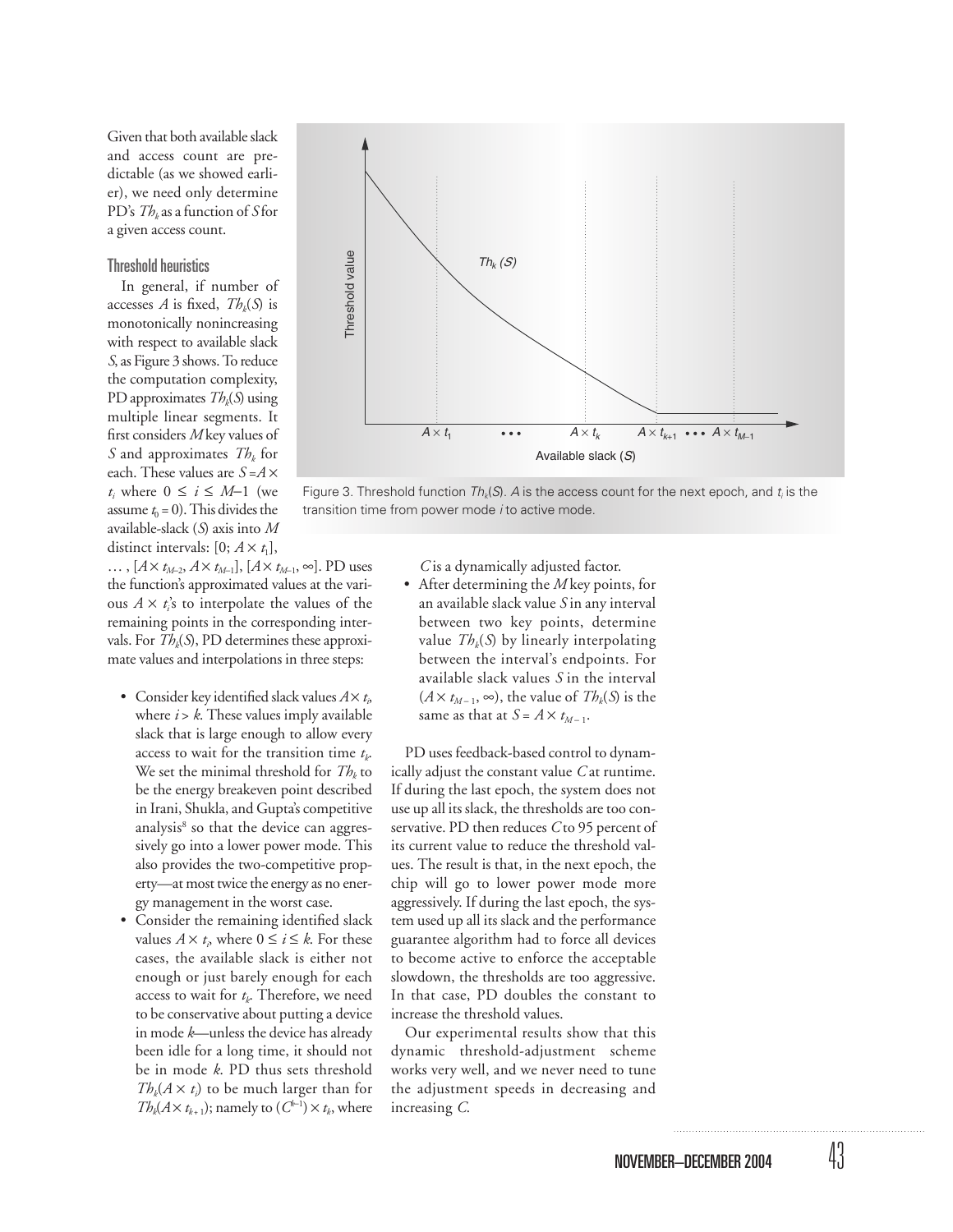Given that both available slack and access count are predictable (as we showed earlier), we need only determine PD's $Th_k$ as a function of $S$ for a given access count.

### Threshold heuristics

In general, if number of accesses $A$ is fixed, $Th_k(S)$ is monotonically nonincreasing with respect to available slack $S$, as Figure 3 shows. To reduce the computation complexity, PD approximates $Th_k(S)$ using multiple linear segments. It first considers $M$ key values of $S$ and approximates $Th_k$ for each. These values are $S = A \times t_i$ where $0 \leq i \leq M\text{–}1$ (we assume $t_0 = 0$). This divides the available-slack ($S$) axis into $M$ distinct intervals: $[0; A \times t_1]$, … , $[A \times t_{M-2}, A \times t_{M-1}]$, $[A \times t_{M-1}, \infty]$. PD uses the function's approximated values at the various $A \times t_i$'s to interpolate the values of the remaining points in the corresponding intervals. For $Th_k(S)$, PD determines these approximate values and interpolations in three steps:

Figure 3. Threshold function $Th_k(S)$. $A$ is the access count for the next epoch, and $t_i$ is the transition time from power mode $i$ to active mode.

- Consider key identified slack values $A \times t_i$, where $i > k$. These values imply available slack that is large enough to allow every access to wait for the transition time $t_k$. We set the minimal threshold for $Th_k$ to be the energy breakeven point described in Irani, Shukla, and Gupta's competitive analysis[8] so that the device can aggressively go into a lower power mode. This also provides the two-competitive property—at most twice the energy as no energy management in the worst case.
- Consider the remaining identified slack values $A \times t_i$, where $0 \leq i \leq k$. For these cases, the available slack is either not enough or just barely enough for each access to wait for $t_k$. Therefore, we need to be conservative about putting a device in mode $k$—unless the device has already been idle for a long time, it should not be in mode $k$. PD thus sets threshold $Th_k(A \times t_i)$ to be much larger than for $Th_k(A \times t_{k+1})$; namely to $(C^{k-i}) \times t_k$, where $C$ is a dynamically adjusted factor.
- After determining the $M$ key points, for an available slack value $S$ in any interval between two key points, determine value $Th_k(S)$ by linearly interpolating between the interval's endpoints. For available slack values $S$ in the interval $(A \times t_{M-1}, \infty)$, the value of $Th_k(S)$ is the same as that at $S = A \times t_{M-1}$.

PD uses feedback-based control to dynamically adjust the constant value $C$ at runtime. If during the last epoch, the system does not use up all its slack, the thresholds are too conservative. PD then reduces $C$ to 95 percent of its current value to reduce the threshold values. The result is that, in the next epoch, the chip will go to lower power mode more aggressively. If during the last epoch, the system used up all its slack and the performance guarantee algorithm had to force all devices to become active to enforce the acceptable slowdown, the thresholds are too aggressive. In that case, PD doubles the constant to increase the threshold values.

Our experimental results show that this dynamic threshold-adjustment scheme works very well, and we never need to tune the adjustment speeds in decreasing and increasing $C$.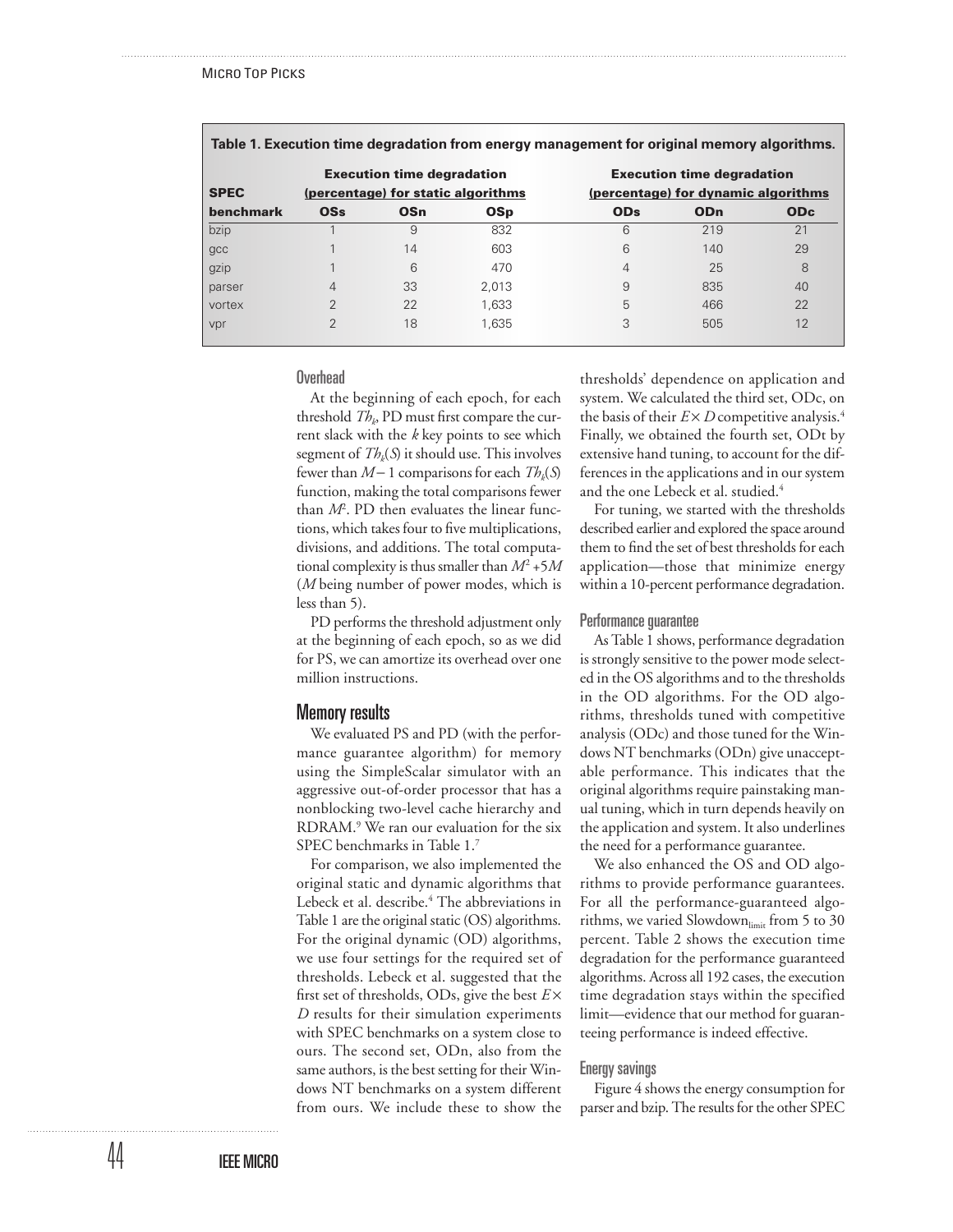**Table 1. Execution time degradation from energy management for original memory algorithms.**

| SPEC benchmark | Execution time degradation (percentage) for static algorithms | | | Execution time degradation (percentage) for dynamic algorithms | | |
|---|---|---|---|---|---|---|
| | OSs | OSn | OSp | ODs | ODn | ODc |
| bzip | 1 | 9 | 832 | 6 | 219 | 21 |
| gcc | 1 | 14 | 603 | 6 | 140 | 29 |
| gzip | 1 | 6 | 470 | 4 | 25 | 8 |
| parser | 4 | 33 | 2,013 | 9 | 835 | 40 |
| vortex | 2 | 22 | 1,633 | 5 | 466 | 22 |
| vpr | 2 | 18 | 1,635 | 3 | 505 | 12 |

### Overhead

At the beginning of each epoch, for each threshold $Th_k$, PD must first compare the current slack with the $k$ key points to see which segment of $Th_k(S)$ it should use. This involves fewer than $M - 1$ comparisons for each $Th_k(S)$ function, making the total comparisons fewer than $M^2$. PD then evaluates the linear functions, which takes four to five multiplications, divisions, and additions. The total computational complexity is thus smaller than $M^2 + 5M$ ($M$ being number of power modes, which is less than 5).

PD performs the threshold adjustment only at the beginning of each epoch, so as we did for PS, we can amortize its overhead over one million instructions.

## Memory results

We evaluated PS and PD (with the performance guarantee algorithm) for memory using the SimpleScalar simulator with an aggressive out-of-order processor that has a nonblocking two-level cache hierarchy and RDRAM.[9] We ran our evaluation for the six SPEC benchmarks in Table 1.[7]

For comparison, we also implemented the original static and dynamic algorithms that Lebeck et al. describe.[4] The abbreviations in Table 1 are the original static (OS) algorithms. For the original dynamic (OD) algorithms, we use four settings for the required set of thresholds. Lebeck et al. suggested that the first set of thresholds, ODs, give the best $E \times D$ results for their simulation experiments with SPEC benchmarks on a system close to ours. The second set, ODn, also from the same authors, is the best setting for their Windows NT benchmarks on a system different from ours. We include these to show the thresholds' dependence on application and system. We calculated the third set, ODc, on the basis of their $E \times D$ competitive analysis.[4] Finally, we obtained the fourth set, ODt by extensive hand tuning, to account for the differences in the applications and in our system and the one Lebeck et al. studied.[4]

For tuning, we started with the thresholds described earlier and explored the space around them to find the set of best thresholds for each application—those that minimize energy within a 10-percent performance degradation.

### Performance guarantee

As Table 1 shows, performance degradation is strongly sensitive to the power mode selected in the OS algorithms and to the thresholds in the OD algorithms. For the OD algorithms, thresholds tuned with competitive analysis (ODc) and those tuned for the Windows NT benchmarks (ODn) give unacceptable performance. This indicates that the original algorithms require painstaking manual tuning, which in turn depends heavily on the application and system. It also underlines the need for a performance guarantee.

We also enhanced the OS and OD algorithms to provide performance guarantees. For all the performance-guaranteed algorithms, we varied $\text{Slowdown}_{\text{limit}}$ from 5 to 30 percent. Table 2 shows the execution time degradation for the performance guaranteed algorithms. Across all 192 cases, the execution time degradation stays within the specified limit—evidence that our method for guaranteeing performance is indeed effective.

### Energy savings

Figure 4 shows the energy consumption for parser and bzip. The results for the other SPEC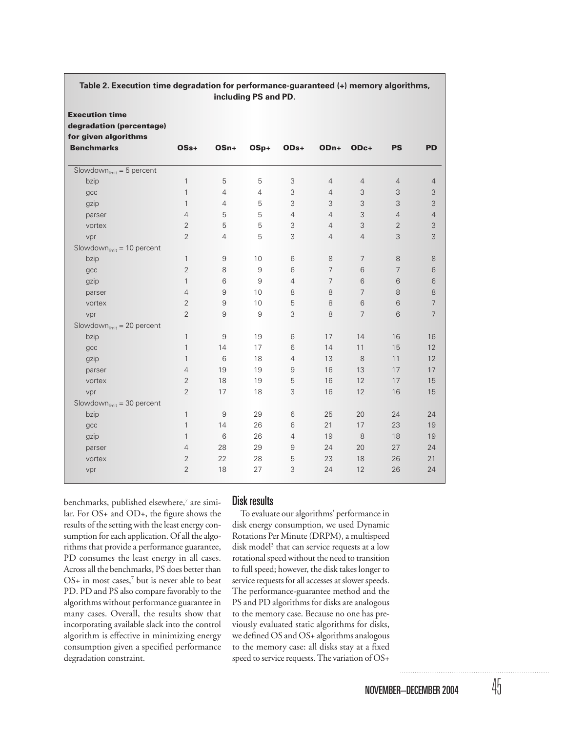**Table 2. Execution time degradation for performance-guaranteed (+) memory algorithms, including PS and PD.**

| Execution time degradation (percentage) for given algorithms Benchmarks | OSs+ | OSn+ | OSp+ | ODs+ | ODn+ | ODc+ | PS | PD |
|---|---|---|---|---|---|---|---|---|
| $Slowdown_{limit}$ = 5 percent | | | | | | | | |
| bzip | 1 | 5 | 5 | 3 | 4 | 4 | 4 | 4 |
| gcc | 1 | 4 | 4 | 3 | 4 | 3 | 3 | 3 |
| gzip | 1 | 4 | 5 | 3 | 3 | 3 | 3 | 3 |
| parser | 4 | 5 | 5 | 4 | 4 | 3 | 4 | 4 |
| vortex | 2 | 5 | 5 | 3 | 4 | 3 | 2 | 3 |
| vpr | 2 | 4 | 5 | 3 | 4 | 4 | 3 | 3 |
| $Slowdown_{limit}$ = 10 percent | | | | | | | | |
| bzip | 1 | 9 | 10 | 6 | 8 | 7 | 8 | 8 |
| gcc | 2 | 8 | 9 | 6 | 7 | 6 | 7 | 6 |
| gzip | 1 | 6 | 9 | 4 | 7 | 6 | 6 | 6 |
| parser | 4 | 9 | 10 | 8 | 8 | 7 | 8 | 8 |
| vortex | 2 | 9 | 10 | 5 | 8 | 6 | 6 | 7 |
| vpr | 2 | 9 | 9 | 3 | 8 | 7 | 6 | 7 |
| $Slowdown_{limit}$ = 20 percent | | | | | | | | |
| bzip | 1 | 9 | 19 | 6 | 17 | 14 | 16 | 16 |
| gcc | 1 | 14 | 17 | 6 | 14 | 11 | 15 | 12 |
| gzip | 1 | 6 | 18 | 4 | 13 | 8 | 11 | 12 |
| parser | 4 | 19 | 19 | 9 | 16 | 13 | 17 | 17 |
| vortex | 2 | 18 | 19 | 5 | 16 | 12 | 17 | 15 |
| vpr | 2 | 17 | 18 | 3 | 16 | 12 | 16 | 15 |
| $Slowdown_{limit}$ = 30 percent | | | | | | | | |
| bzip | 1 | 9 | 29 | 6 | 25 | 20 | 24 | 24 |
| gcc | 1 | 14 | 26 | 6 | 21 | 17 | 23 | 19 |
| gzip | 1 | 6 | 26 | 4 | 19 | 8 | 18 | 19 |
| parser | 4 | 28 | 29 | 9 | 24 | 20 | 27 | 24 |
| vortex | 2 | 22 | 28 | 5 | 23 | 18 | 26 | 21 |
| vpr | 2 | 18 | 27 | 3 | 24 | 12 | 26 | 24 |

benchmarks, published elsewhere,[7] are similar. For OS+ and OD+, the figure shows the results of the setting with the least energy consumption for each application. Of all the algorithms that provide a performance guarantee, PD consumes the least energy in all cases. Across all the benchmarks, PS does better than OS+ in most cases,[7] but is never able to beat PD. PD and PS also compare favorably to the algorithms without performance guarantee in many cases. Overall, the results show that incorporating available slack into the control algorithm is effective in minimizing energy consumption given a specified performance degradation constraint.

## Disk results

To evaluate our algorithms' performance in disk energy consumption, we used Dynamic Rotations Per Minute (DRPM), a multispeed disk model[3] that can service requests at a low rotational speed without the need to transition to full speed; however, the disk takes longer to service requests for all accesses at slower speeds. The performance-guarantee method and the PS and PD algorithms for disks are analogous to the memory case. Because no one has previously evaluated static algorithms for disks, we defined OS and OS+ algorithms analogous to the memory case: all disks stay at a fixed speed to service requests. The variation of OS+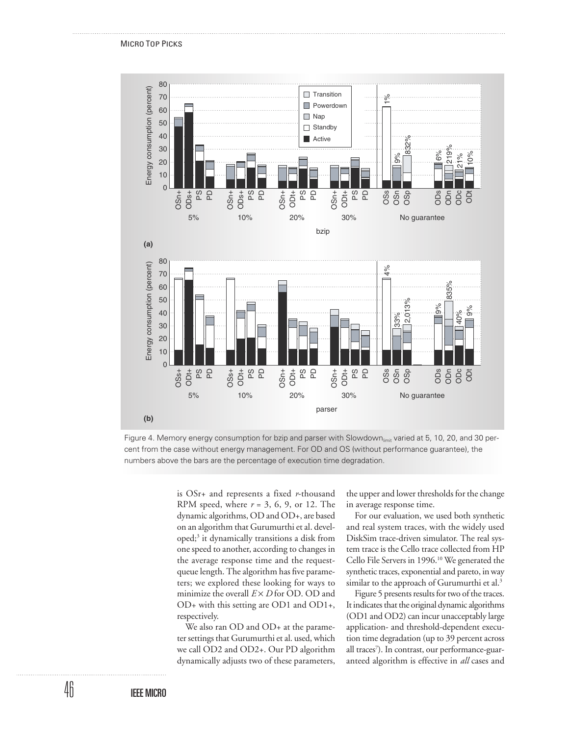Figure 4. Memory energy consumption for bzip and parser with $Slowdown_{limit}$ varied at 5, 10, 20, and 30 percent from the case without energy management. For OD and OS (without performance guarantee), the numbers above the bars are the percentage of execution time degradation.

is OSr+ and represents a fixed *r*-thousand RPM speed, where *r* = 3, 6, 9, or 12. The dynamic algorithms, OD and OD+, are based on an algorithm that Gurumurthi et al. developed;[3] it dynamically transitions a disk from one speed to another, according to changes in the average response time and the request-queue length. The algorithm has five parameters; we explored these looking for ways to minimize the overall $E \times D$ for OD. OD and OD+ with this setting are OD1 and OD1+, respectively.

We also ran OD and OD+ at the parameter settings that Gurumurthi et al. used, which we call OD2 and OD2+. Our PD algorithm dynamically adjusts two of these parameters, the upper and lower thresholds for the change in average response time.

For our evaluation, we used both synthetic and real system traces, with the widely used DiskSim trace-driven simulator. The real system trace is the Cello trace collected from HP Cello File Servers in 1996.[10] We generated the synthetic traces, exponential and pareto, in way similar to the approach of Gurumurthi et al.[3]

Figure 5 presents results for two of the traces. It indicates that the original dynamic algorithms (OD1 and OD2) can incur unacceptably large application- and threshold-dependent execution time degradation (up to 39 percent across all traces[7]). In contrast, our performance-guaranteed algorithm is effective in *all* cases and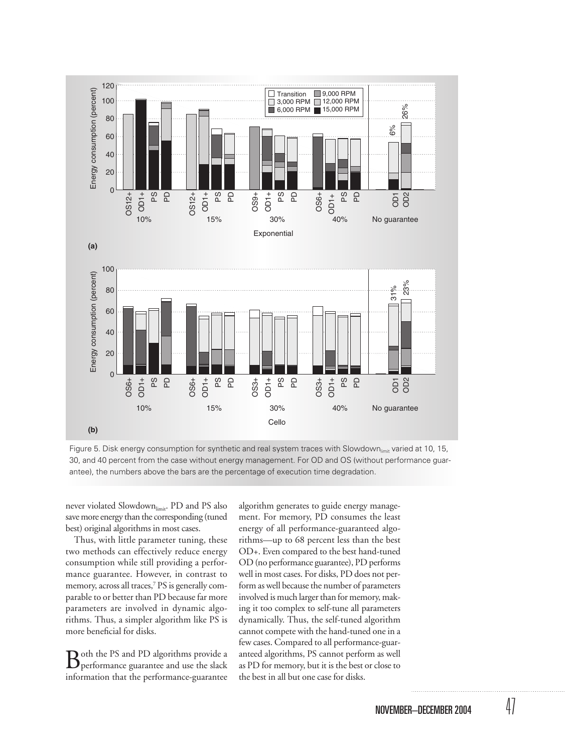Figure 5. Disk energy consumption for synthetic and real system traces with $Slowdown_{limit}$ varied at 10, 15, 30, and 40 percent from the case without energy management. For OD and OS (without performance guarantee), the numbers above the bars are the percentage of execution time degradation.

never violated $Slowdown_{limit}$. PD and PS also save more energy than the corresponding (tuned best) original algorithms in most cases.

Thus, with little parameter tuning, these two methods can effectively reduce energy consumption while still providing a performance guarantee. However, in contrast to memory, across all traces,[7] PS is generally comparable to or better than PD because far more parameters are involved in dynamic algorithms. Thus, a simpler algorithm like PS is more beneficial for disks.

Both the PS and PD algorithms provide a performance guarantee and use the slack information that the performance-guarantee algorithm generates to guide energy management. For memory, PD consumes the least energy of all performance-guaranteed algorithms—up to 68 percent less than the best OD+. Even compared to the best hand-tuned OD (no performance guarantee), PD performs well in most cases. For disks, PD does not perform as well because the number of parameters involved is much larger than for memory, making it too complex to self-tune all parameters dynamically. Thus, the self-tuned algorithm cannot compete with the hand-tuned one in a few cases. Compared to all performance-guaranteed algorithms, PS cannot perform as well as PD for memory, but it is the best or close to the best in all but one case for disks.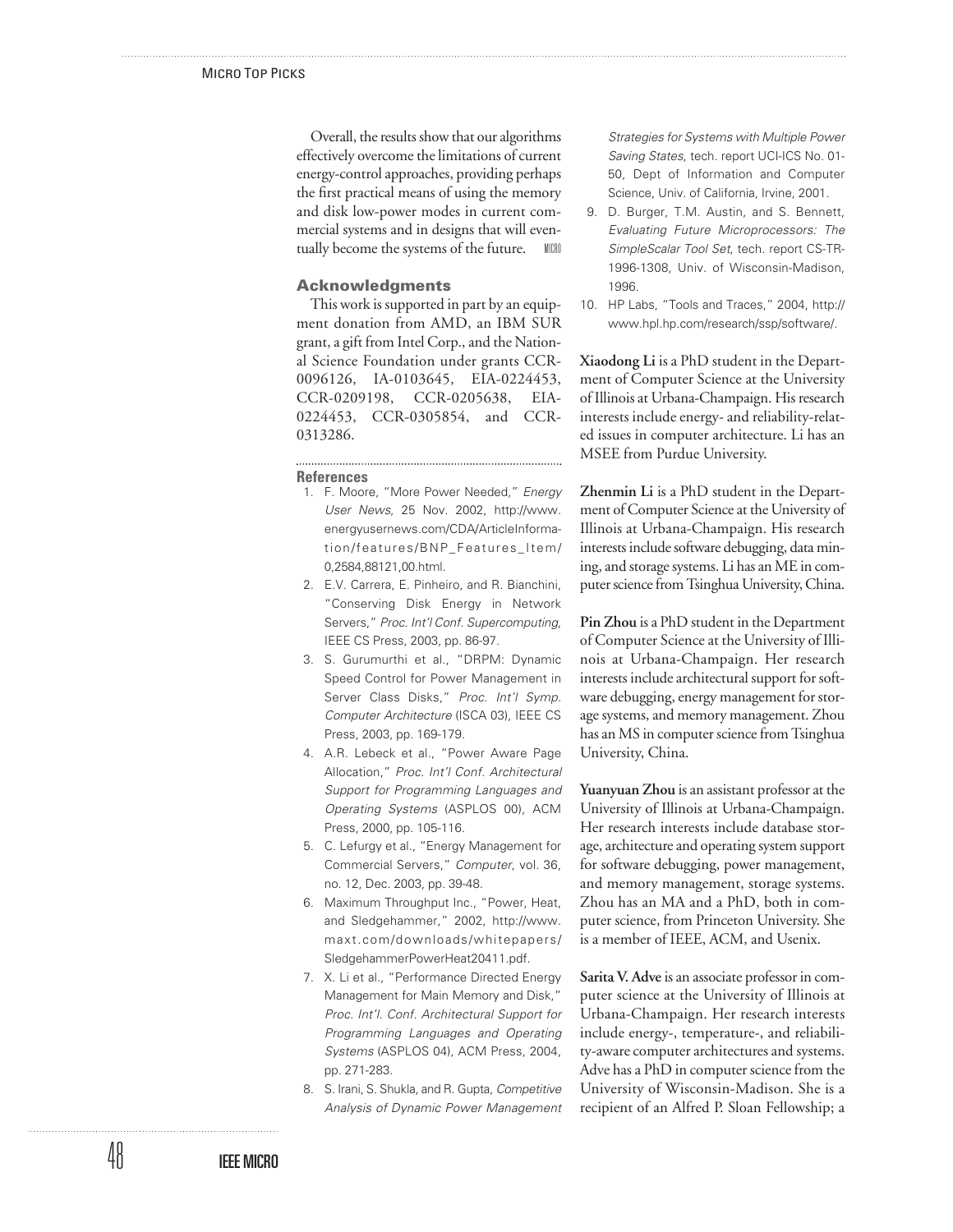Overall, the results show that our algorithms effectively overcome the limitations of current energy-control approaches, providing perhaps the first practical means of using the memory and disk low-power modes in current commercial systems and in designs that will eventually become the systems of the future.

## Acknowledgments

This work is supported in part by an equipment donation from AMD, an IBM SUR grant, a gift from Intel Corp., and the National Science Foundation under grants CCR-0096126, IA-0103645, EIA-0224453, CCR-0209198, CCR-0205638, EIA-0224453, CCR-0305854, and CCR-0313286.

## References

1. F. Moore, "More Power Needed," *Energy User News*, 25 Nov. 2002, http://www.energyusernews.com/CDA/ArticleInformation/features/BNP_Features_Item/0,2584,88121,00.html.
2. E.V. Carrera, E. Pinheiro, and R. Bianchini, "Conserving Disk Energy in Network Servers," *Proc. Int'l Conf. Supercomputing*, IEEE CS Press, 2003, pp. 86-97.
3. S. Gurumurthi et al., "DRPM: Dynamic Speed Control for Power Management in Server Class Disks," *Proc. Int'l Symp. Computer Architecture* (ISCA 03), IEEE CS Press, 2003, pp. 169-179.
4. A.R. Lebeck et al., "Power Aware Page Allocation," *Proc. Int'l Conf. Architectural Support for Programming Languages and Operating Systems* (ASPLOS 00), ACM Press, 2000, pp. 105-116.
5. C. Lefurgy et al., "Energy Management for Commercial Servers," *Computer*, vol. 36, no. 12, Dec. 2003, pp. 39-48.
6. Maximum Throughput Inc., "Power, Heat, and Sledgehammer," 2002, http://www.maxt.com/downloads/whitepapers/SledgehammerPowerHeat20411.pdf.
7. X. Li et al., "Performance Directed Energy Management for Main Memory and Disk," *Proc. Int'l. Conf. Architectural Support for Programming Languages and Operating Systems* (ASPLOS 04), ACM Press, 2004, pp. 271-283.
8. S. Irani, S. Shukla, and R. Gupta, *Competitive Analysis of Dynamic Power Management Strategies for Systems with Multiple Power Saving States*, tech. report UCI-ICS No. 01-50, Dept of Information and Computer Science, Univ. of California, Irvine, 2001.
9. D. Burger, T.M. Austin, and S. Bennett, *Evaluating Future Microprocessors: The SimpleScalar Tool Set*, tech. report CS-TR-1996-1308, Univ. of Wisconsin-Madison, 1996.
10. HP Labs, "Tools and Traces," 2004, http://www.hpl.hp.com/research/ssp/software/.

**Xiaodong Li** is a PhD student in the Department of Computer Science at the University of Illinois at Urbana-Champaign. His research interests include energy- and reliability-related issues in computer architecture. Li has an MSEE from Purdue University.

**Zhenmin Li** is a PhD student in the Department of Computer Science at the University of Illinois at Urbana-Champaign. His research interests include software debugging, data mining, and storage systems. Li has an ME in computer science from Tsinghua University, China.

**Pin Zhou** is a PhD student in the Department of Computer Science at the University of Illinois at Urbana-Champaign. Her research interests include architectural support for software debugging, energy management for storage systems, and memory management. Zhou has an MS in computer science from Tsinghua University, China.

**Yuanyuan Zhou** is an assistant professor at the University of Illinois at Urbana-Champaign. Her research interests include database storage, architecture and operating system support for software debugging, power management, and memory management, storage systems. Zhou has an MA and a PhD, both in computer science, from Princeton University. She is a member of IEEE, ACM, and Usenix.

**Sarita V. Adve** is an associate professor in computer science at the University of Illinois at Urbana-Champaign. Her research interests include energy-, temperature-, and reliability-aware computer architectures and systems. Adve has a PhD in computer science from the University of Wisconsin-Madison. She is a recipient of an Alfred P. Sloan Fellowship; a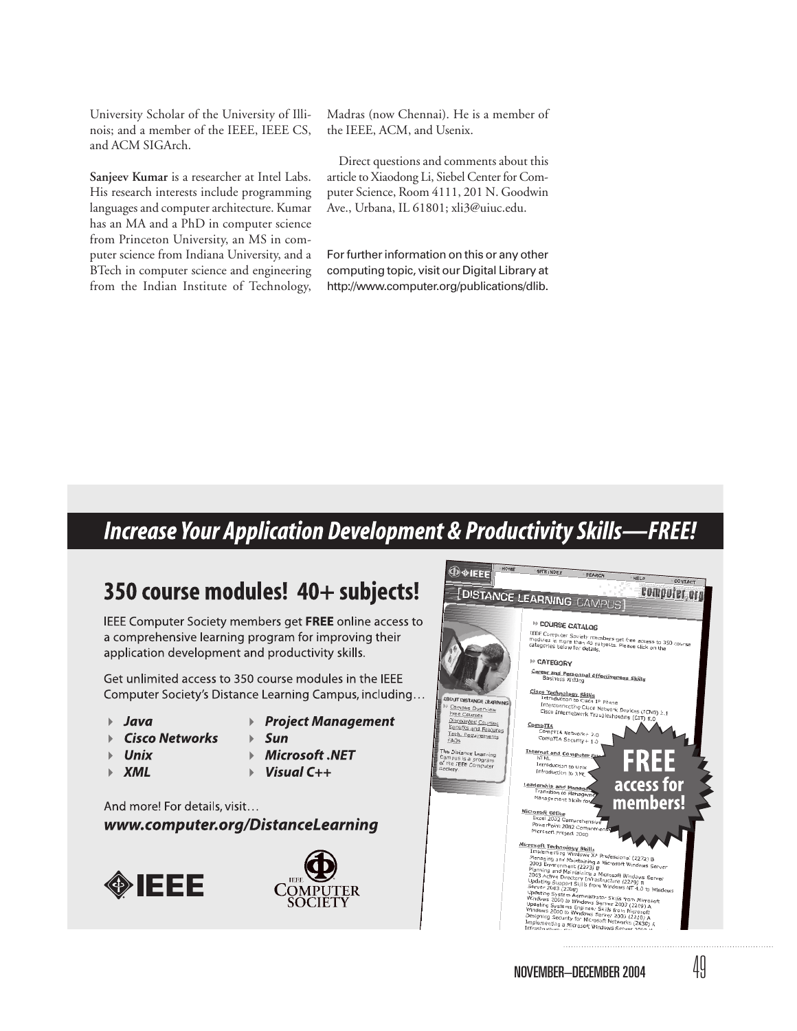University Scholar of the University of Illinois; and a member of the IEEE, IEEE CS, and ACM SIGArch.

**Sanjeev Kumar** is a researcher at Intel Labs. His research interests include programming languages and computer architecture. Kumar has an MA and a PhD in computer science from Princeton University, an MS in computer science from Indiana University, and a BTech in computer science and engineering from the Indian Institute of Technology, Madras (now Chennai). He is a member of the IEEE, ACM, and Usenix.

Direct questions and comments about this article to Xiaodong Li, Siebel Center for Computer Science, Room 4111, 201 N. Goodwin Ave., Urbana, IL 61801; xli3@uiuc.edu.

For further information on this or any other computing topic, visit our Digital Library at http://www.computer.org/publications/dlib.

## Increase Your Application Development & Productivity Skills—FREE!

### 350 course modules! 40+ subjects!

IEEE Computer Society members get **FREE** online access to a comprehensive learning program for improving their application development and productivity skills.

Get unlimited access to 350 course modules in the IEEE Computer Society's Distance Learning Campus, including…

- ***Java***
- ***Cisco Networks***
- ***Unix***
- ***XML***
- ***Project Management***
- ***Sun***
- ***Microsoft .NET***
- ***Visual C++***

And more! For details, visit…

***www.computer.org/DistanceLearning***

IEEE

IEEE COMPUTER SOCIETY

**FREE access for members!**